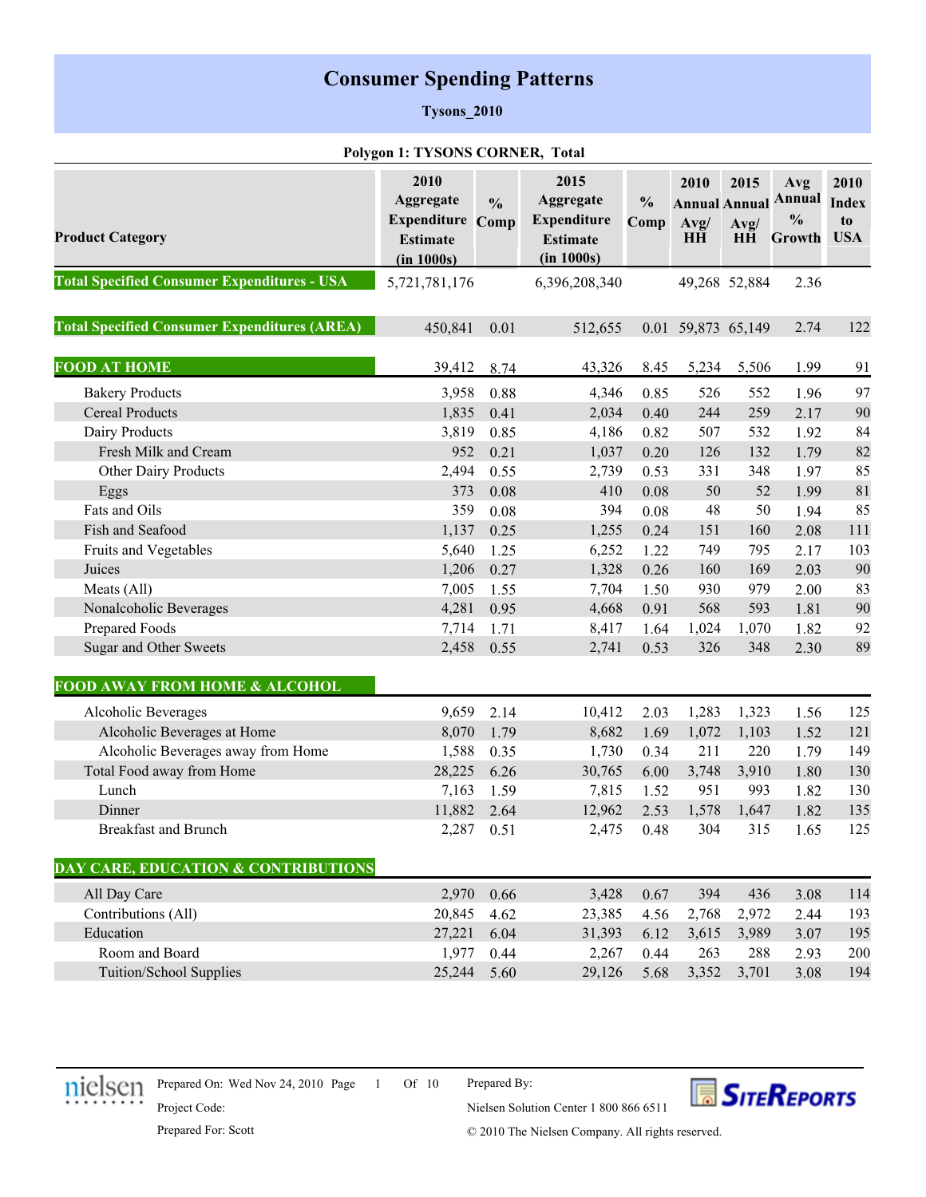# Consumer Spending Patterns

**Tysons_2010**

**Polygon 1: TYSONS CORNER, Total**

| Product Category | 2010 Aggregate Expenditure Estimate (in 1000s) | % Comp | 2015 Aggregate Expenditure Estimate (in 1000s) | % Comp | 2010 Annual Avg/ HH | 2015 Annual Avg/ HH | Avg Annual % Growth | 2010 Index to USA |
|---|---|---|---|---|---|---|---|---|
| **Total Specified Consumer Expenditures - USA** | 5,721,781,176 | | 6,396,208,340 | | 49,268 | 52,884 | 2.36 | |
| **Total Specified Consumer Expenditures (AREA)** | 450,841 | 0.01 | 512,655 | 0.01 | 59,873 | 65,149 | 2.74 | 122 |
| **FOOD AT HOME** | 39,412 | 8.74 | 43,326 | 8.45 | 5,234 | 5,506 | 1.99 | 91 |
| Bakery Products | 3,958 | 0.88 | 4,346 | 0.85 | 526 | 552 | 1.96 | 97 |
| Cereal Products | 1,835 | 0.41 | 2,034 | 0.40 | 244 | 259 | 2.17 | 90 |
| Dairy Products | 3,819 | 0.85 | 4,186 | 0.82 | 507 | 532 | 1.92 | 84 |
| Fresh Milk and Cream | 952 | 0.21 | 1,037 | 0.20 | 126 | 132 | 1.79 | 82 |
| Other Dairy Products | 2,494 | 0.55 | 2,739 | 0.53 | 331 | 348 | 1.97 | 85 |
| Eggs | 373 | 0.08 | 410 | 0.08 | 50 | 52 | 1.99 | 81 |
| Fats and Oils | 359 | 0.08 | 394 | 0.08 | 48 | 50 | 1.94 | 85 |
| Fish and Seafood | 1,137 | 0.25 | 1,255 | 0.24 | 151 | 160 | 2.08 | 111 |
| Fruits and Vegetables | 5,640 | 1.25 | 6,252 | 1.22 | 749 | 795 | 2.17 | 103 |
| Juices | 1,206 | 0.27 | 1,328 | 0.26 | 160 | 169 | 2.03 | 90 |
| Meats (All) | 7,005 | 1.55 | 7,704 | 1.50 | 930 | 979 | 2.00 | 83 |
| Nonalcoholic Beverages | 4,281 | 0.95 | 4,668 | 0.91 | 568 | 593 | 1.81 | 90 |
| Prepared Foods | 7,714 | 1.71 | 8,417 | 1.64 | 1,024 | 1,070 | 1.82 | 92 |
| Sugar and Other Sweets | 2,458 | 0.55 | 2,741 | 0.53 | 326 | 348 | 2.30 | 89 |
| **FOOD AWAY FROM HOME & ALCOHOL** | | | | | | | | |
| Alcoholic Beverages | 9,659 | 2.14 | 10,412 | 2.03 | 1,283 | 1,323 | 1.56 | 125 |
| Alcoholic Beverages at Home | 8,070 | 1.79 | 8,682 | 1.69 | 1,072 | 1,103 | 1.52 | 121 |
| Alcoholic Beverages away from Home | 1,588 | 0.35 | 1,730 | 0.34 | 211 | 220 | 1.79 | 149 |
| Total Food away from Home | 28,225 | 6.26 | 30,765 | 6.00 | 3,748 | 3,910 | 1.80 | 130 |
| Lunch | 7,163 | 1.59 | 7,815 | 1.52 | 951 | 993 | 1.82 | 130 |
| Dinner | 11,882 | 2.64 | 12,962 | 2.53 | 1,578 | 1,647 | 1.82 | 135 |
| Breakfast and Brunch | 2,287 | 0.51 | 2,475 | 0.48 | 304 | 315 | 1.65 | 125 |
| **DAY CARE, EDUCATION & CONTRIBUTIONS** | | | | | | | | |
| All Day Care | 2,970 | 0.66 | 3,428 | 0.67 | 394 | 436 | 3.08 | 114 |
| Contributions (All) | 20,845 | 4.62 | 23,385 | 4.56 | 2,768 | 2,972 | 2.44 | 193 |
| Education | 27,221 | 6.04 | 31,393 | 6.12 | 3,615 | 3,989 | 3.07 | 195 |
| Room and Board | 1,977 | 0.44 | 2,267 | 0.44 | 263 | 288 | 2.93 | 200 |
| Tuition/School Supplies | 25,244 | 5.60 | 29,126 | 5.68 | 3,352 | 3,701 | 3.08 | 194 |

nielsen — Prepared On: Wed Nov 24, 2010 — Project Code: — Prepared For: Scott

Prepared By: Nielsen Solution Center 1 800 866 6511 — © 2010 The Nielsen Company. All rights reserved. — SiteReports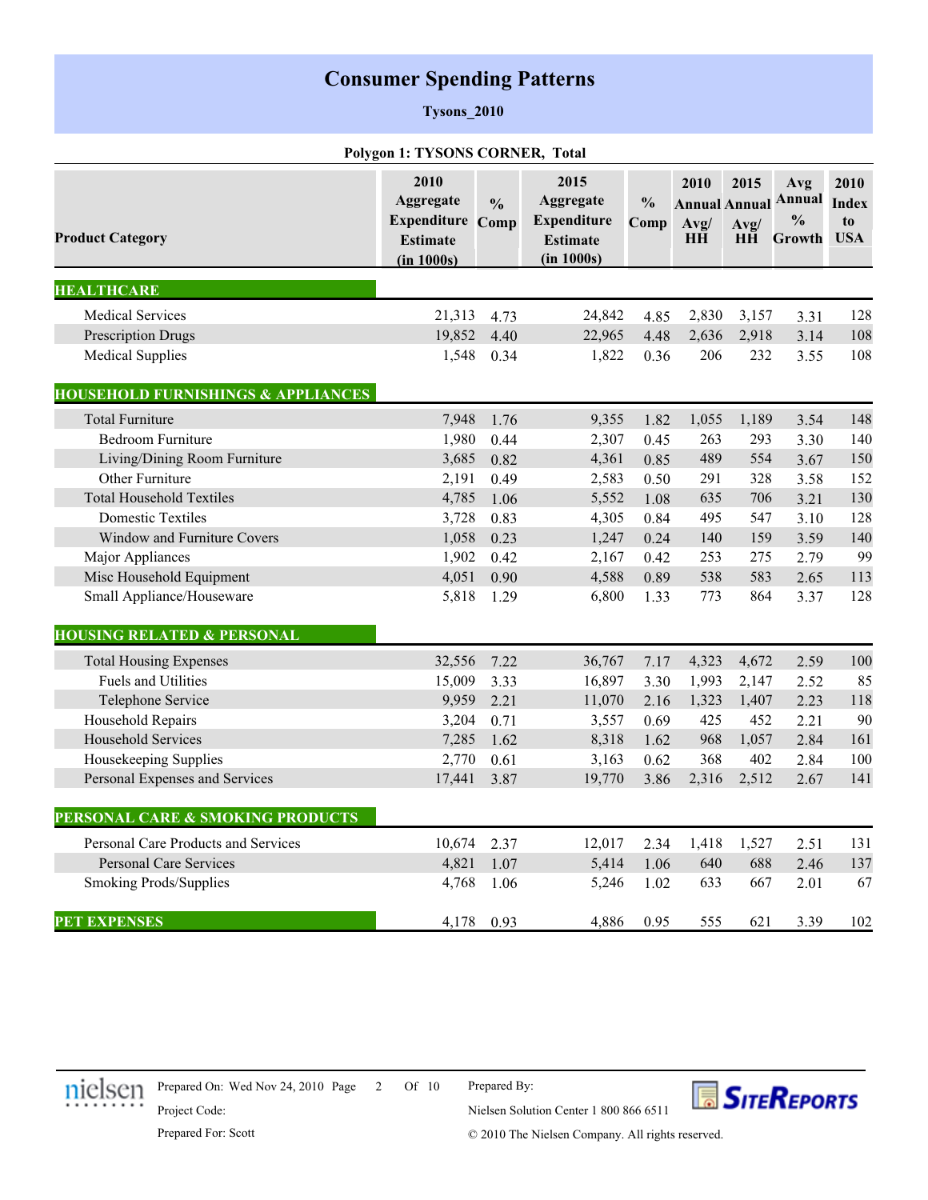# Consumer Spending Patterns

**Tysons_2010**

**Polygon 1: TYSONS CORNER, Total**

| Product Category | 2010 Aggregate Expenditure Estimate (in 1000s) | % Comp | 2015 Aggregate Expenditure Estimate (in 1000s) | % Comp | 2010 Annual Avg/ HH | 2015 Annual Avg/ HH | Avg Annual % Growth | 2010 Index to USA |
|---|---|---|---|---|---|---|---|---|
| **HEALTHCARE** | | | | | | | | |
| Medical Services | 21,313 | 4.73 | 24,842 | 4.85 | 2,830 | 3,157 | 3.31 | 128 |
| Prescription Drugs | 19,852 | 4.40 | 22,965 | 4.48 | 2,636 | 2,918 | 3.14 | 108 |
| Medical Supplies | 1,548 | 0.34 | 1,822 | 0.36 | 206 | 232 | 3.55 | 108 |
| **HOUSEHOLD FURNISHINGS & APPLIANCES** | | | | | | | | |
| Total Furniture | 7,948 | 1.76 | 9,355 | 1.82 | 1,055 | 1,189 | 3.54 | 148 |
| Bedroom Furniture | 1,980 | 0.44 | 2,307 | 0.45 | 263 | 293 | 3.30 | 140 |
| Living/Dining Room Furniture | 3,685 | 0.82 | 4,361 | 0.85 | 489 | 554 | 3.67 | 150 |
| Other Furniture | 2,191 | 0.49 | 2,583 | 0.50 | 291 | 328 | 3.58 | 152 |
| Total Household Textiles | 4,785 | 1.06 | 5,552 | 1.08 | 635 | 706 | 3.21 | 130 |
| Domestic Textiles | 3,728 | 0.83 | 4,305 | 0.84 | 495 | 547 | 3.10 | 128 |
| Window and Furniture Covers | 1,058 | 0.23 | 1,247 | 0.24 | 140 | 159 | 3.59 | 140 |
| Major Appliances | 1,902 | 0.42 | 2,167 | 0.42 | 253 | 275 | 2.79 | 99 |
| Misc Household Equipment | 4,051 | 0.90 | 4,588 | 0.89 | 538 | 583 | 2.65 | 113 |
| Small Appliance/Houseware | 5,818 | 1.29 | 6,800 | 1.33 | 773 | 864 | 3.37 | 128 |
| **HOUSING RELATED & PERSONAL** | | | | | | | | |
| Total Housing Expenses | 32,556 | 7.22 | 36,767 | 7.17 | 4,323 | 4,672 | 2.59 | 100 |
| Fuels and Utilities | 15,009 | 3.33 | 16,897 | 3.30 | 1,993 | 2,147 | 2.52 | 85 |
| Telephone Service | 9,959 | 2.21 | 11,070 | 2.16 | 1,323 | 1,407 | 2.23 | 118 |
| Household Repairs | 3,204 | 0.71 | 3,557 | 0.69 | 425 | 452 | 2.21 | 90 |
| Household Services | 7,285 | 1.62 | 8,318 | 1.62 | 968 | 1,057 | 2.84 | 161 |
| Housekeeping Supplies | 2,770 | 0.61 | 3,163 | 0.62 | 368 | 402 | 2.84 | 100 |
| Personal Expenses and Services | 17,441 | 3.87 | 19,770 | 3.86 | 2,316 | 2,512 | 2.67 | 141 |
| **PERSONAL CARE & SMOKING PRODUCTS** | | | | | | | | |
| Personal Care Products and Services | 10,674 | 2.37 | 12,017 | 2.34 | 1,418 | 1,527 | 2.51 | 131 |
| Personal Care Services | 4,821 | 1.07 | 5,414 | 1.06 | 640 | 688 | 2.46 | 137 |
| Smoking Prods/Supplies | 4,768 | 1.06 | 5,246 | 1.02 | 633 | 667 | 2.01 | 67 |
| **PET EXPENSES** | 4,178 | 0.93 | 4,886 | 0.95 | 555 | 621 | 3.39 | 102 |

Prepared On: Wed Nov 24, 2010

Project Code:

Prepared For: Scott

Prepared By:

Nielsen Solution Center 1 800 866 6511

© 2010 The Nielsen Company. All rights reserved.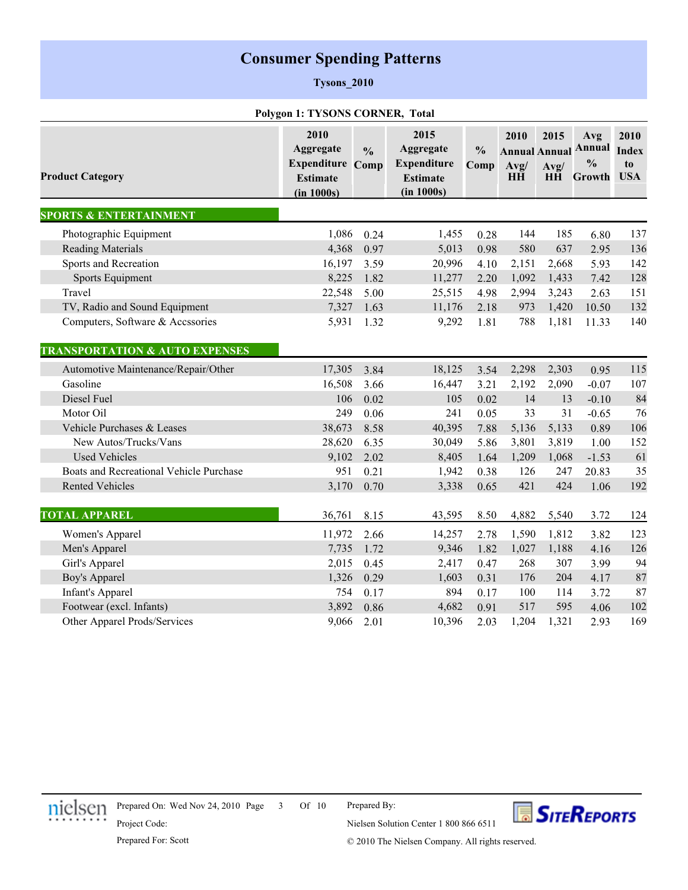# Consumer Spending Patterns

**Tysons_2010**

**Polygon 1: TYSONS CORNER, Total**

| Product Category | 2010 Aggregate Expenditure Estimate (in 1000s) | % Comp | 2015 Aggregate Expenditure Estimate (in 1000s) | % Comp | 2010 Annual Avg/ HH | 2015 Annual Avg/ HH | Avg Annual % Growth | 2010 Index to USA |
|---|---|---|---|---|---|---|---|---|
| **SPORTS & ENTERTAINMENT** | | | | | | | | |
| Photographic Equipment | 1,086 | 0.24 | 1,455 | 0.28 | 144 | 185 | 6.80 | 137 |
| Reading Materials | 4,368 | 0.97 | 5,013 | 0.98 | 580 | 637 | 2.95 | 136 |
| Sports and Recreation | 16,197 | 3.59 | 20,996 | 4.10 | 2,151 | 2,668 | 5.93 | 142 |
| Sports Equipment | 8,225 | 1.82 | 11,277 | 2.20 | 1,092 | 1,433 | 7.42 | 128 |
| Travel | 22,548 | 5.00 | 25,515 | 4.98 | 2,994 | 3,243 | 2.63 | 151 |
| TV, Radio and Sound Equipment | 7,327 | 1.63 | 11,176 | 2.18 | 973 | 1,420 | 10.50 | 132 |
| Computers, Software & Accssories | 5,931 | 1.32 | 9,292 | 1.81 | 788 | 1,181 | 11.33 | 140 |
| **TRANSPORTATION & AUTO EXPENSES** | | | | | | | | |
| Automotive Maintenance/Repair/Other | 17,305 | 3.84 | 18,125 | 3.54 | 2,298 | 2,303 | 0.95 | 115 |
| Gasoline | 16,508 | 3.66 | 16,447 | 3.21 | 2,192 | 2,090 | -0.07 | 107 |
| Diesel Fuel | 106 | 0.02 | 105 | 0.02 | 14 | 13 | -0.10 | 84 |
| Motor Oil | 249 | 0.06 | 241 | 0.05 | 33 | 31 | -0.65 | 76 |
| Vehicle Purchases & Leases | 38,673 | 8.58 | 40,395 | 7.88 | 5,136 | 5,133 | 0.89 | 106 |
| New Autos/Trucks/Vans | 28,620 | 6.35 | 30,049 | 5.86 | 3,801 | 3,819 | 1.00 | 152 |
| Used Vehicles | 9,102 | 2.02 | 8,405 | 1.64 | 1,209 | 1,068 | -1.53 | 61 |
| Boats and Recreational Vehicle Purchase | 951 | 0.21 | 1,942 | 0.38 | 126 | 247 | 20.83 | 35 |
| Rented Vehicles | 3,170 | 0.70 | 3,338 | 0.65 | 421 | 424 | 1.06 | 192 |
| **TOTAL APPAREL** | 36,761 | 8.15 | 43,595 | 8.50 | 4,882 | 5,540 | 3.72 | 124 |
| Women's Apparel | 11,972 | 2.66 | 14,257 | 2.78 | 1,590 | 1,812 | 3.82 | 123 |
| Men's Apparel | 7,735 | 1.72 | 9,346 | 1.82 | 1,027 | 1,188 | 4.16 | 126 |
| Girl's Apparel | 2,015 | 0.45 | 2,417 | 0.47 | 268 | 307 | 3.99 | 94 |
| Boy's Apparel | 1,326 | 0.29 | 1,603 | 0.31 | 176 | 204 | 4.17 | 87 |
| Infant's Apparel | 754 | 0.17 | 894 | 0.17 | 100 | 114 | 3.72 | 87 |
| Footwear (excl. Infants) | 3,892 | 0.86 | 4,682 | 0.91 | 517 | 595 | 4.06 | 102 |
| Other Apparel Prods/Services | 9,066 | 2.01 | 10,396 | 2.03 | 1,204 | 1,321 | 2.93 | 169 |

Prepared On: Wed Nov 24, 2010

Project Code:

Prepared For: Scott

Prepared By:

Nielsen Solution Center 1 800 866 6511

© 2010 The Nielsen Company. All rights reserved.